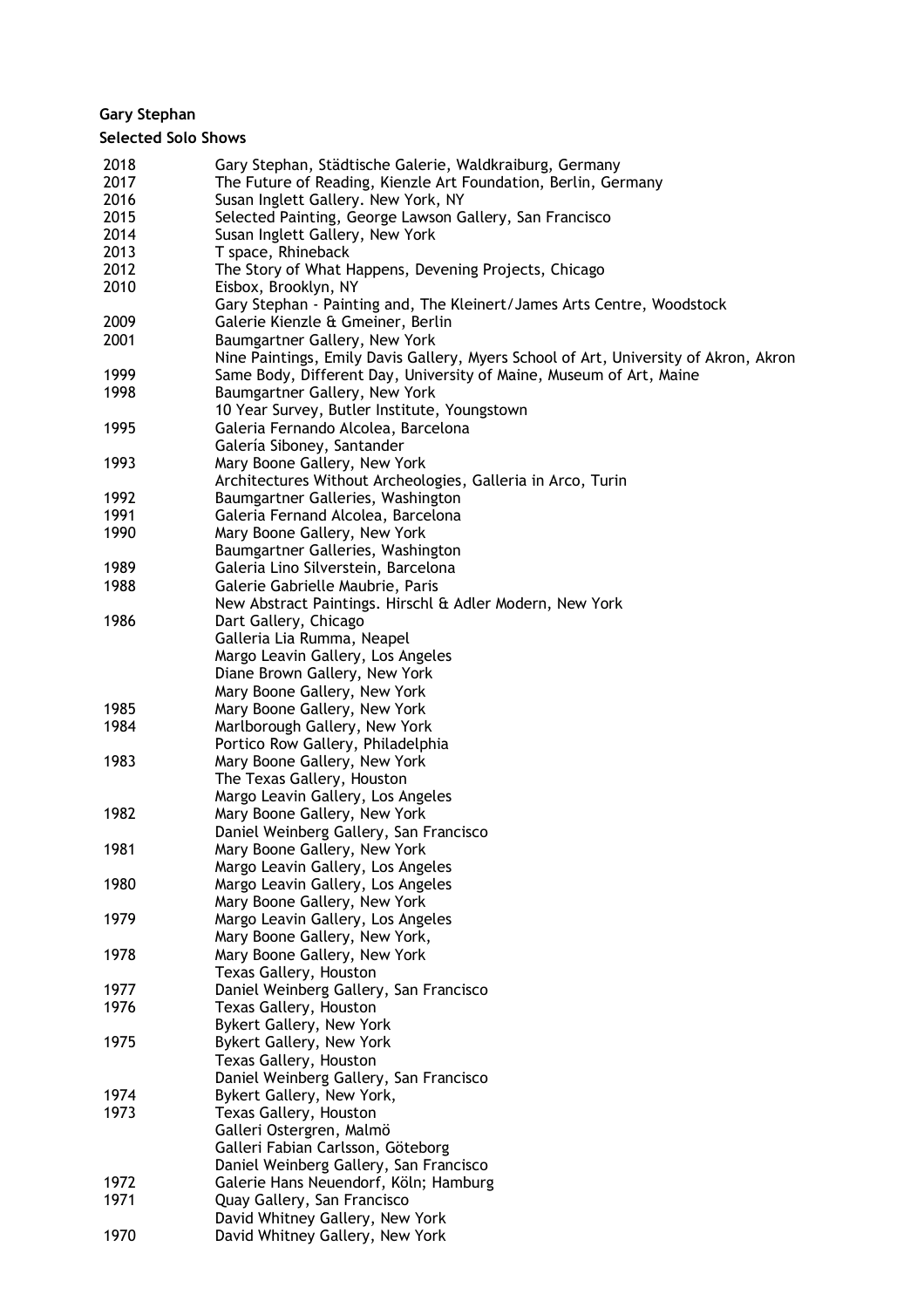**Gary Stephan**

**Selected Solo Shows**

| | |
|---|---|
| 2018 | Gary Stephan, Städtische Galerie, Waldkraiburg, Germany |
| 2017 | The Future of Reading, Kienzle Art Foundation, Berlin, Germany |
| 2016 | Susan Inglett Gallery. New York, NY |
| 2015 | Selected Painting, George Lawson Gallery, San Francisco |
| 2014 | Susan Inglett Gallery, New York |
| 2013 | T space, Rhineback |
| 2012 | The Story of What Happens, Devening Projects, Chicago |
| 2010 | Eisbox, Brooklyn, NY |
| | Gary Stephan - Painting and, The Kleinert/James Arts Centre, Woodstock |
| 2009 | Galerie Kienzle & Gmeiner, Berlin |
| 2001 | Baumgartner Gallery, New York |
| | Nine Paintings, Emily Davis Gallery, Myers School of Art, University of Akron, Akron |
| 1999 | Same Body, Different Day, University of Maine, Museum of Art, Maine |
| 1998 | Baumgartner Gallery, New York |
| | 10 Year Survey, Butler Institute, Youngstown |
| 1995 | Galeria Fernando Alcolea, Barcelona |
| | Galería Siboney, Santander |
| 1993 | Mary Boone Gallery, New York |
| | Architectures Without Archeologies, Galleria in Arco, Turin |
| 1992 | Baumgartner Galleries, Washington |
| 1991 | Galeria Fernand Alcolea, Barcelona |
| 1990 | Mary Boone Gallery, New York |
| | Baumgartner Galleries, Washington |
| 1989 | Galeria Lino Silverstein, Barcelona |
| 1988 | Galerie Gabrielle Maubrie, Paris |
| | New Abstract Paintings. Hirschl & Adler Modern, New York |
| 1986 | Dart Gallery, Chicago |
| | Galleria Lia Rumma, Neapel |
| | Margo Leavin Gallery, Los Angeles |
| | Diane Brown Gallery, New York |
| | Mary Boone Gallery, New York |
| 1985 | Mary Boone Gallery, New York |
| 1984 | Marlborough Gallery, New York |
| | Portico Row Gallery, Philadelphia |
| 1983 | Mary Boone Gallery, New York |
| | The Texas Gallery, Houston |
| | Margo Leavin Gallery, Los Angeles |
| 1982 | Mary Boone Gallery, New York |
| | Daniel Weinberg Gallery, San Francisco |
| 1981 | Mary Boone Gallery, New York |
| | Margo Leavin Gallery, Los Angeles |
| 1980 | Margo Leavin Gallery, Los Angeles |
| | Mary Boone Gallery, New York |
| 1979 | Margo Leavin Gallery, Los Angeles |
| | Mary Boone Gallery, New York, |
| 1978 | Mary Boone Gallery, New York |
| | Texas Gallery, Houston |
| 1977 | Daniel Weinberg Gallery, San Francisco |
| 1976 | Texas Gallery, Houston |
| | Bykert Gallery, New York |
| 1975 | Bykert Gallery, New York |
| | Texas Gallery, Houston |
| | Daniel Weinberg Gallery, San Francisco |
| 1974 | Bykert Gallery, New York, |
| 1973 | Texas Gallery, Houston |
| | Galleri Ostergren, Malmö |
| | Galleri Fabian Carlsson, Göteborg |
| | Daniel Weinberg Gallery, San Francisco |
| 1972 | Galerie Hans Neuendorf, Köln; Hamburg |
| 1971 | Quay Gallery, San Francisco |
| | David Whitney Gallery, New York |
| 1970 | David Whitney Gallery, New York |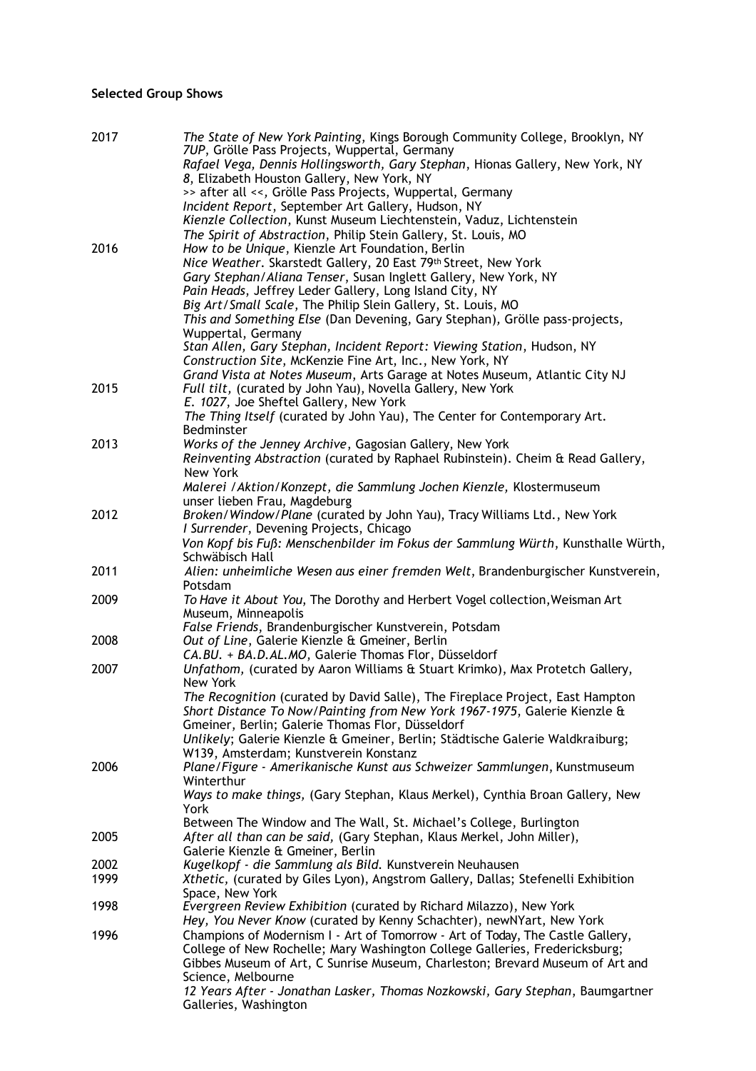**Selected Group Shows**

| | |
|---|---|
| 2017 | *The State of New York Painting*, Kings Borough Community College, Brooklyn, NY |
| | *7UP*, Grölle Pass Projects, Wuppertal, Germany |
| | *Rafael Vega, Dennis Hollingsworth, Gary Stephan*, Hionas Gallery, New York, NY |
| | *8*, Elizabeth Houston Gallery, New York, NY |
| | >> after all <<, Grölle Pass Projects, Wuppertal, Germany |
| | *Incident Report*, September Art Gallery, Hudson, NY |
| | *Kienzle Collection*, Kunst Museum Liechtenstein, Vaduz, Lichtenstein |
| | *The Spirit of Abstraction*, Philip Stein Gallery, St. Louis, MO |
| 2016 | *How to be Unique*, Kienzle Art Foundation, Berlin |
| | *Nice Weather*. Skarstedt Gallery, 20 East 79th Street, New York |
| | *Gary Stephan/Aliana Tenser*, Susan Inglett Gallery, New York, NY |
| | *Pain Heads*, Jeffrey Leder Gallery, Long Island City, NY |
| | *Big Art/Small Scale*, The Philip Slein Gallery, St. Louis, MO |
| | *This and Something Else* (Dan Devening, Gary Stephan), Grölle pass-projects, Wuppertal, Germany |
| | *Stan Allen, Gary Stephan, Incident Report: Viewing Station*, Hudson, NY |
| | *Construction Site*, McKenzie Fine Art, Inc., New York, NY |
| | *Grand Vista at Notes Museum*, Arts Garage at Notes Museum, Atlantic City NJ |
| 2015 | *Full tilt,* (curated by John Yau), Novella Gallery, New York |
| | *E. 1027*, Joe Sheftel Gallery, New York |
| | *The Thing Itself* (curated by John Yau), The Center for Contemporary Art. Bedminster |
| 2013 | *Works of the Jenney Archive*, Gagosian Gallery, New York |
| | *Reinventing Abstraction* (curated by Raphael Rubinstein). Cheim & Read Gallery, New York |
| | *Malerei /Aktion/Konzept, die Sammlung Jochen Kienzle,* Klostermuseum unser lieben Frau, Magdeburg |
| 2012 | *Broken/Window/Plane* (curated by John Yau), Tracy Williams Ltd., New York |
| | *I Surrender*, Devening Projects, Chicago |
| | *Von Kopf bis Fuß: Menschenbilder im Fokus der Sammlung Würth*, Kunsthalle Würth, Schwäbisch Hall |
| 2011 | *Alien: unheimliche Wesen aus einer fremden Welt*, Brandenburgischer Kunstverein, Potsdam |
| 2009 | *To Have it About You,* The Dorothy and Herbert Vogel collection, Weisman Art Museum, Minneapolis |
| | *False Friends*, Brandenburgischer Kunstverein, Potsdam |
| 2008 | *Out of Line,* Galerie Kienzle & Gmeiner, Berlin |
| | *CA.BU. + BA.D.AL.MO*, Galerie Thomas Flor, Düsseldorf |
| 2007 | *Unfathom,* (curated by Aaron Williams & Stuart Krimko), Max Protetch Gallery, New York |
| | *The Recognition* (curated by David Salle), The Fireplace Project, East Hampton |
| | *Short Distance To Now/Painting from New York 1967-1975*, Galerie Kienzle & Gmeiner, Berlin; Galerie Thomas Flor, Düsseldorf |
| | *Unlikely*; Galerie Kienzle & Gmeiner, Berlin; Städtische Galerie Waldkraiburg; W139, Amsterdam; Kunstverein Konstanz |
| 2006 | *Plane/Figure - Amerikanische Kunst aus Schweizer Sammlungen*, Kunstmuseum Winterthur |
| | *Ways to make things,* (Gary Stephan, Klaus Merkel), Cynthia Broan Gallery, New York |
| | Between The Window and The Wall, St. Michael's College, Burlington |
| 2005 | *After all than can be said,* (Gary Stephan, Klaus Merkel, John Miller), Galerie Kienzle & Gmeiner, Berlin |
| 2002 | *Kugelkopf - die Sammlung als Bild.* Kunstverein Neuhausen |
| 1999 | *Xthetic,* (curated by Giles Lyon), Angstrom Gallery, Dallas; Stefenelli Exhibition Space, New York |
| 1998 | *Evergreen Review Exhibition* (curated by Richard Milazzo), New York |
| | *Hey, You Never Know* (curated by Kenny Schachter), newNYart, New York |
| 1996 | Champions of Modernism I - Art of Tomorrow - Art of Today, The Castle Gallery, College of New Rochelle; Mary Washington College Galleries, Fredericksburg; Gibbes Museum of Art, C Sunrise Museum, Charleston; Brevard Museum of Art and Science, Melbourne |
| | *12 Years After - Jonathan Lasker, Thomas Nozkowski, Gary Stephan*, Baumgartner Galleries, Washington |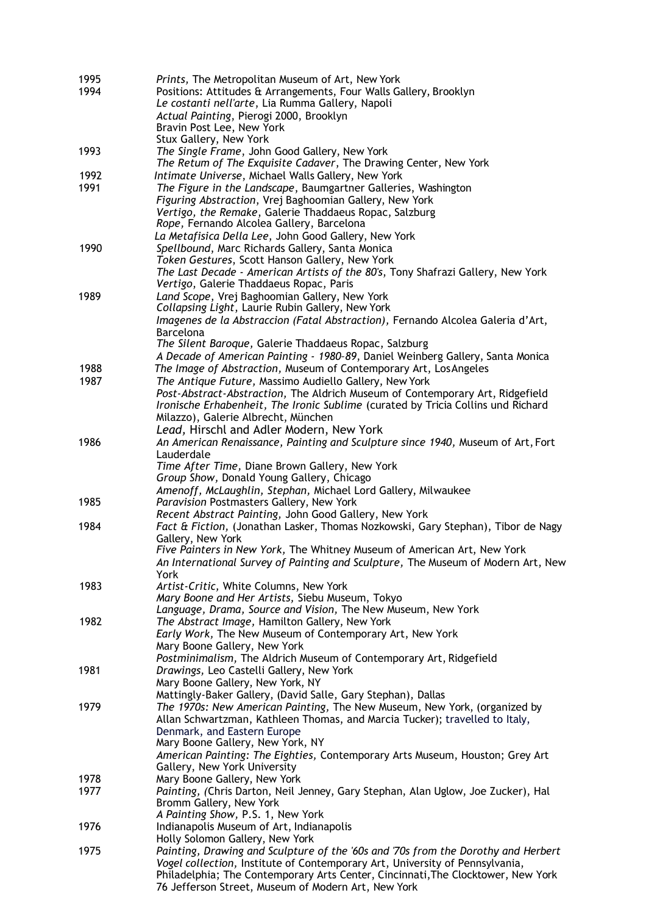1995 *Prints,* The Metropolitan Museum of Art, New York

1994 Positions: Attitudes & Arrangements, Four Walls Gallery, Brooklyn
*Le costanti nell'arte*, Lia Rumma Gallery, Napoli
*Actual Painting*, Pierogi 2000, Brooklyn
Bravin Post Lee, New York
Stux Gallery, New York

1993 *The Single Frame*, John Good Gallery, New York
*The Retum of The Exquisite Cadaver*, The Drawing Center, New York

1992 *Intimate Universe*, Michael Walls Gallery, New York

1991 *The Figure in the Landscape*, Baumgartner Galleries, Washington
*Figuring Abstraction*, Vrej Baghoomian Gallery, New York
*Vertigo, the Remake*, Galerie Thaddaeus Ropac, Salzburg
*Rope,* Fernando Alcolea Gallery, Barcelona
*La Metafisica Della Lee*, John Good Gallery, New York

1990 *Spellbound*, Marc Richards Gallery, Santa Monica
*Token Gestures*, Scott Hanson Gallery, New York
*The Last Decade - American Artists of the 80's*, Tony Shafrazi Gallery, New York
*Vertigo*, Galerie Thaddaeus Ropac, Paris

1989 *Land Scope*, Vrej Baghoomian Gallery, New York
*Collapsing Light*, Laurie Rubin Gallery, New York
*Imagenes de la Abstraccion (Fatal Abstraction),* Fernando Alcolea Galeria d'Art, Barcelona
*The Silent Baroque,* Galerie Thaddaeus Ropac, Salzburg
*A Decade of American Painting - 1980-89*, Daniel Weinberg Gallery, Santa Monica

1988 *The Image of Abstraction,* Museum of Contemporary Art, Los Angeles

1987 *The Antique Future,* Massimo Audiello Gallery, New York
*Post-Abstract-Abstraction,* The Aldrich Museum of Contemporary Art, Ridgefield
*Ironische Erhabenheit, The Ironic Sublime* (curated by Tricia Collins und Richard Milazzo), Galerie Albrecht, München
*Lead,* Hirschl and Adler Modern, New York

1986 *An American Renaissance, Painting and Sculpture since 1940,* Museum of Art, Fort Lauderdale
*Time After Time,* Diane Brown Gallery, New York
*Group Show,* Donald Young Gallery, Chicago
*Amenoff, McLaughlin, Stephan,* Michael Lord Gallery, Milwaukee

1985 *Paravision* Postmasters Gallery, New York
*Recent Abstract Painting,* John Good Gallery, New York

1984 *Fact & Fiction,* (Jonathan Lasker, Thomas Nozkowski, Gary Stephan), Tibor de Nagy Gallery, New York
*Five Painters in New York,* The Whitney Museum of American Art, New York
*An International Survey of Painting and Sculpture,* The Museum of Modern Art, New York

1983 *Artist-Critic,* White Columns, New York
*Mary Boone and Her Artists,* Siebu Museum, Tokyo
*Language, Drama, Source and Vision,* The New Museum, New York

1982 *The Abstract Image,* Hamilton Gallery, New York
*Early Work,* The New Museum of Contemporary Art, New York
Mary Boone Gallery, New York
*Postminimalism,* The Aldrich Museum of Contemporary Art, Ridgefield

1981 *Drawings,* Leo Castelli Gallery, New York
Mary Boone Gallery, New York, NY
Mattingly-Baker Gallery, (David Salle, Gary Stephan), Dallas

1979 *The 1970s: New American Painting,* The New Museum, New York, (organized by Allan Schwartzman, Kathleen Thomas, and Marcia Tucker); travelled to Italy, Denmark, and Eastern Europe
Mary Boone Gallery, New York, NY
*American Painting: The Eighties,* Contemporary Arts Museum, Houston; Grey Art Gallery, New York University

1978 Mary Boone Gallery, New York

1977 *Painting, (*Chris Darton, Neil Jenney, Gary Stephan, Alan Uglow, Joe Zucker), Hal Bromm Gallery, New York
*A Painting Show,* P.S. 1, New York

1976 Indianapolis Museum of Art, Indianapolis
Holly Solomon Gallery, New York

1975 *Painting, Drawing and Sculpture of the '60s and '70s from the Dorothy and Herbert Vogel collection,* Institute of Contemporary Art, University of Pennsylvania, Philadelphia; The Contemporary Arts Center, Cincinnati,The Clocktower, New York
76 Jefferson Street, Museum of Modern Art, New York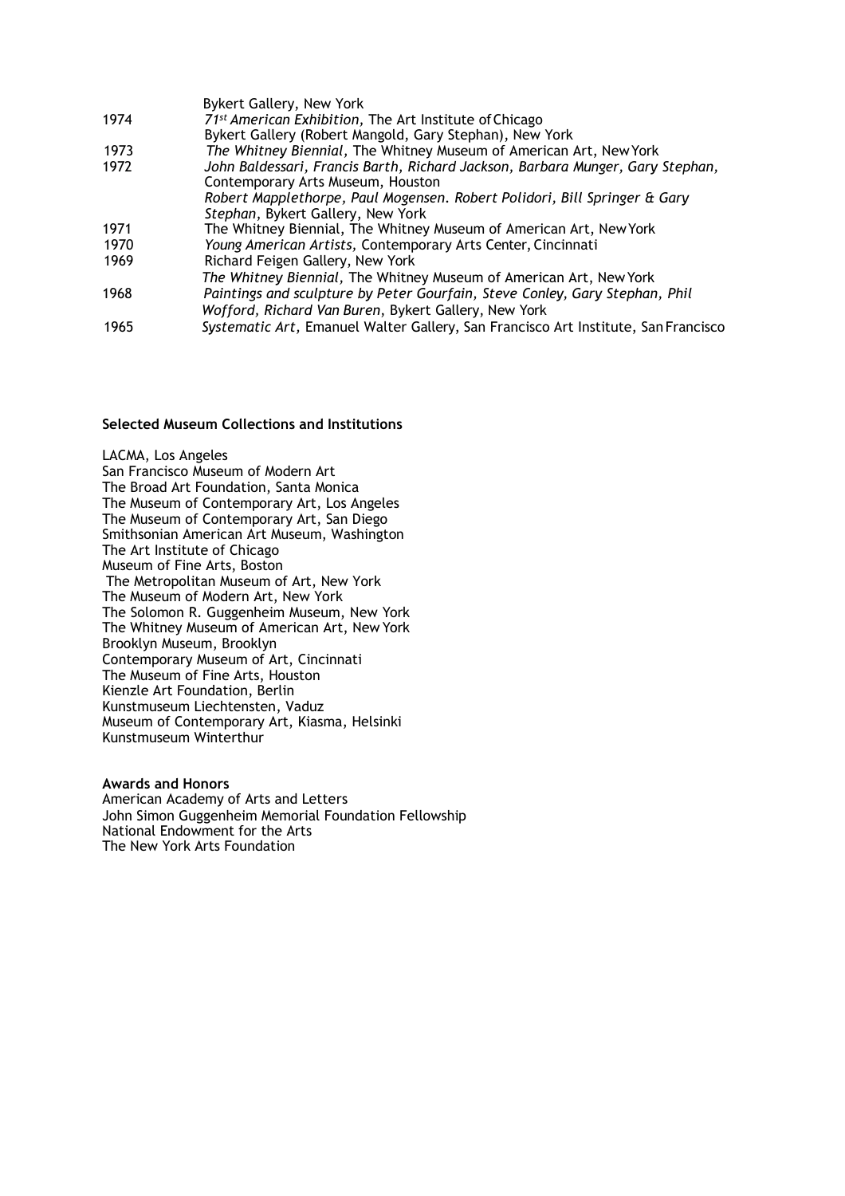| | |
|---|---|
| | Bykert Gallery, New York |
| 1974 | *71st American Exhibition,* The Art Institute of Chicago |
| | Bykert Gallery (Robert Mangold, Gary Stephan), New York |
| 1973 | *The Whitney Biennial,* The Whitney Museum of American Art, New York |
| 1972 | *John Baldessari, Francis Barth, Richard Jackson, Barbara Munger, Gary Stephan,* Contemporary Arts Museum, Houston |
| | *Robert Mapplethorpe, Paul Mogensen. Robert Polidori, Bill Springer & Gary Stephan*, Bykert Gallery, New York |
| 1971 | The Whitney Biennial, The Whitney Museum of American Art, New York |
| 1970 | *Young American Artists,* Contemporary Arts Center, Cincinnati |
| 1969 | Richard Feigen Gallery, New York |
| | *The Whitney Biennial,* The Whitney Museum of American Art, New York |
| 1968 | *Paintings and sculpture by Peter Gourfain, Steve Conley, Gary Stephan, Phil Wofford, Richard Van Buren*, Bykert Gallery, New York |
| 1965 | *Systematic Art,* Emanuel Walter Gallery, San Francisco Art Institute, San Francisco |

**Selected Museum Collections and Institutions**

LACMA, Los Angeles
San Francisco Museum of Modern Art
The Broad Art Foundation, Santa Monica
The Museum of Contemporary Art, Los Angeles
The Museum of Contemporary Art, San Diego
Smithsonian American Art Museum, Washington
The Art Institute of Chicago
Museum of Fine Arts, Boston
The Metropolitan Museum of Art, New York
The Museum of Modern Art, New York
The Solomon R. Guggenheim Museum, New York
The Whitney Museum of American Art, New York
Brooklyn Museum, Brooklyn
Contemporary Museum of Art, Cincinnati
The Museum of Fine Arts, Houston
Kienzle Art Foundation, Berlin
Kunstmuseum Liechtensten, Vaduz
Museum of Contemporary Art, Kiasma, Helsinki
Kunstmuseum Winterthur

**Awards and Honors**

American Academy of Arts and Letters
John Simon Guggenheim Memorial Foundation Fellowship
National Endowment for the Arts
The New York Arts Foundation